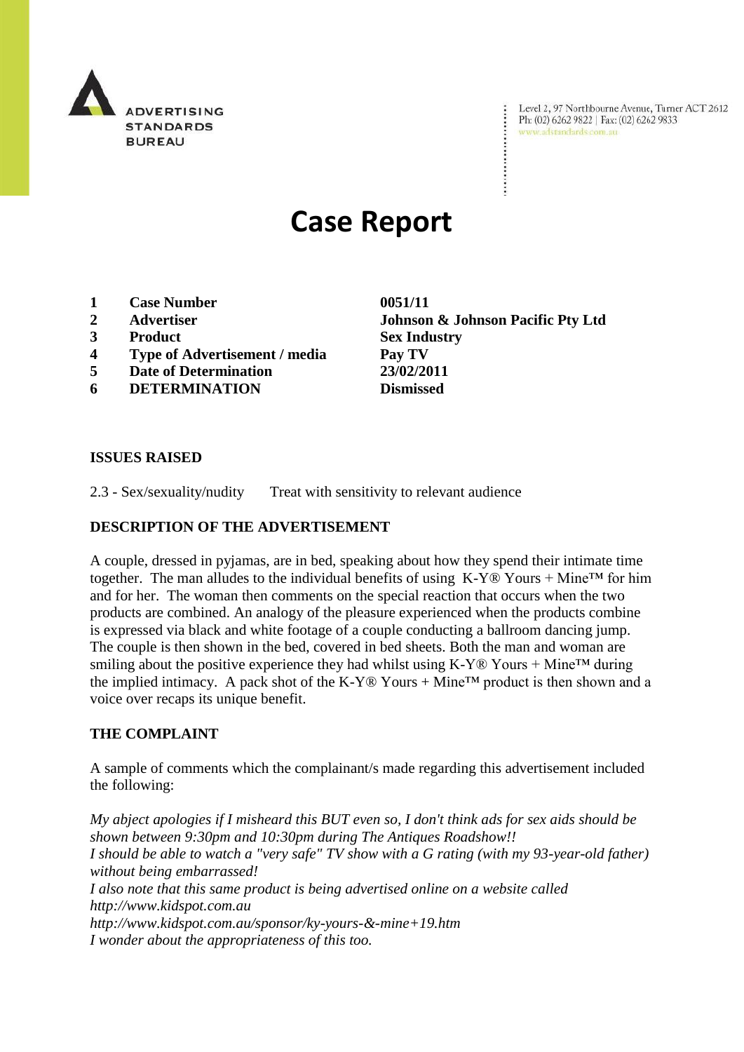ADVERTISING STANDARDS BUREAU

Level 2, 97 Northbourne Avenue, Turner ACT 2612
Ph: (02) 6262 9822 | Fax: (02) 6262 9833
www.adstandards.com.au

# Case Report

| | | |
|---|---|---|
| 1 | **Case Number** | **0051/11** |
| 2 | **Advertiser** | **Johnson & Johnson Pacific Pty Ltd** |
| 3 | **Product** | **Sex Industry** |
| 4 | **Type of Advertisement / media** | **Pay TV** |
| 5 | **Date of Determination** | **23/02/2011** |
| 6 | **DETERMINATION** | **Dismissed** |

## ISSUES RAISED

2.3 - Sex/sexuality/nudity Treat with sensitivity to relevant audience

## DESCRIPTION OF THE ADVERTISEMENT

A couple, dressed in pyjamas, are in bed, speaking about how they spend their intimate time together. The man alludes to the individual benefits of using K-Y® Yours + Mine™ for him and for her. The woman then comments on the special reaction that occurs when the two products are combined. An analogy of the pleasure experienced when the products combine is expressed via black and white footage of a couple conducting a ballroom dancing jump. The couple is then shown in the bed, covered in bed sheets. Both the man and woman are smiling about the positive experience they had whilst using K-Y® Yours + Mine™ during the implied intimacy. A pack shot of the K-Y® Yours + Mine™ product is then shown and a voice over recaps its unique benefit.

## THE COMPLAINT

A sample of comments which the complainant/s made regarding this advertisement included the following:

*My abject apologies if I misheard this BUT even so, I don't think ads for sex aids should be shown between 9:30pm and 10:30pm during The Antiques Roadshow!!*
*I should be able to watch a "very safe" TV show with a G rating (with my 93-year-old father) without being embarrassed!*
*I also note that this same product is being advertised online on a website called http://www.kidspot.com.au*
*http://www.kidspot.com.au/sponsor/ky-yours-&-mine+19.htm*
*I wonder about the appropriateness of this too.*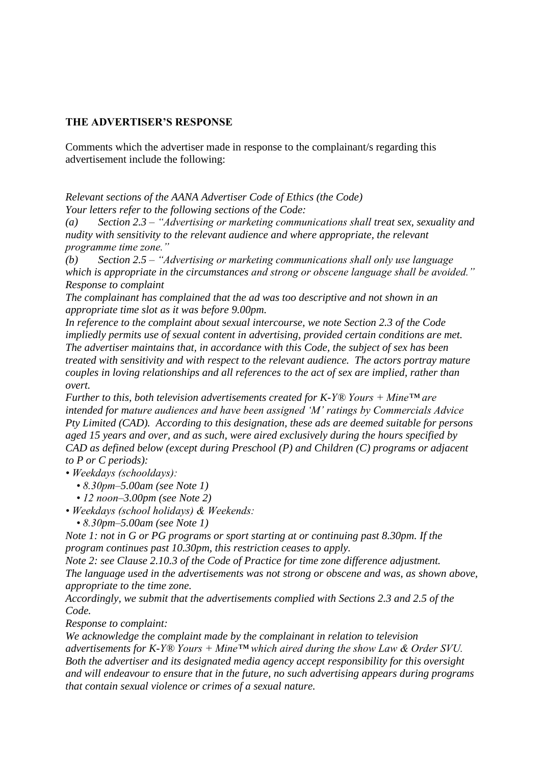**THE ADVERTISER'S RESPONSE**

Comments which the advertiser made in response to the complainant/s regarding this advertisement include the following:

*Relevant sections of the AANA Advertiser Code of Ethics (the Code)*
*Your letters refer to the following sections of the Code:*
*(a) Section 2.3 – "Advertising or marketing communications shall treat sex, sexuality and nudity with sensitivity to the relevant audience and where appropriate, the relevant programme time zone."*
*(b) Section 2.5 – "Advertising or marketing communications shall only use language which is appropriate in the circumstances and strong or obscene language shall be avoided."*
*Response to complaint*
*The complainant has complained that the ad was too descriptive and not shown in an appropriate time slot as it was before 9.00pm.*
*In reference to the complaint about sexual intercourse, we note Section 2.3 of the Code impliedly permits use of sexual content in advertising, provided certain conditions are met. The advertiser maintains that, in accordance with this Code, the subject of sex has been treated with sensitivity and with respect to the relevant audience. The actors portray mature couples in loving relationships and all references to the act of sex are implied, rather than overt.*
*Further to this, both television advertisements created for K-Y® Yours + Mine™ are intended for mature audiences and have been assigned 'M' ratings by Commercials Advice Pty Limited (CAD). According to this designation, these ads are deemed suitable for persons aged 15 years and over, and as such, were aired exclusively during the hours specified by CAD as defined below (except during Preschool (P) and Children (C) programs or adjacent to P or C periods):*

- *Weekdays (schooldays):*
  - *8.30pm–5.00am (see Note 1)*
  - *12 noon–3.00pm (see Note 2)*
- *Weekdays (school holidays) & Weekends:*
  - *8.30pm–5.00am (see Note 1)*

*Note 1: not in G or PG programs or sport starting at or continuing past 8.30pm. If the program continues past 10.30pm, this restriction ceases to apply.*
*Note 2: see Clause 2.10.3 of the Code of Practice for time zone difference adjustment.*
*The language used in the advertisements was not strong or obscene and was, as shown above, appropriate to the time zone.*
*Accordingly, we submit that the advertisements complied with Sections 2.3 and 2.5 of the Code.*
*Response to complaint:*
*We acknowledge the complaint made by the complainant in relation to television advertisements for K-Y® Yours + Mine™ which aired during the show Law & Order SVU. Both the advertiser and its designated media agency accept responsibility for this oversight and will endeavour to ensure that in the future, no such advertising appears during programs that contain sexual violence or crimes of a sexual nature.*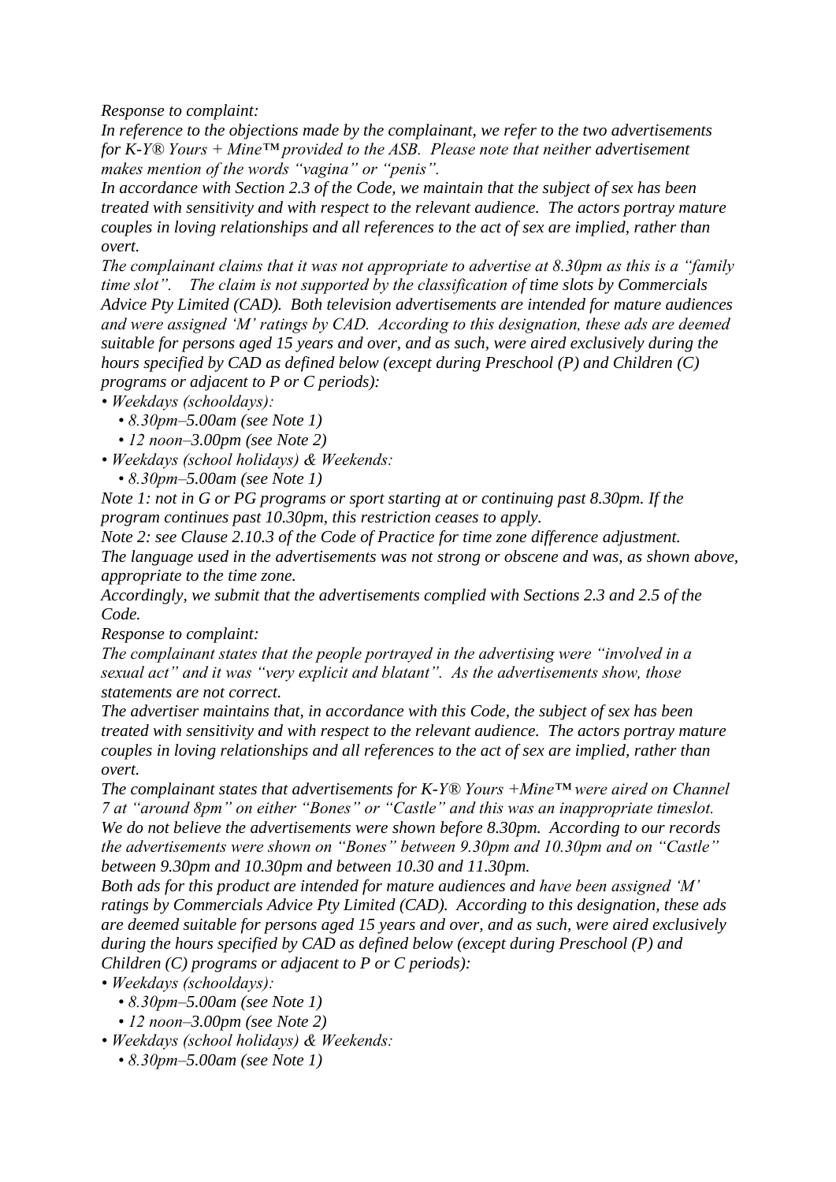*Response to complaint:*

*In reference to the objections made by the complainant, we refer to the two advertisements for K-Y® Yours + Mine™ provided to the ASB. Please note that neither advertisement makes mention of the words "vagina" or "penis".*

*In accordance with Section 2.3 of the Code, we maintain that the subject of sex has been treated with sensitivity and with respect to the relevant audience. The actors portray mature couples in loving relationships and all references to the act of sex are implied, rather than overt.*

*The complainant claims that it was not appropriate to advertise at 8.30pm as this is a "family time slot". The claim is not supported by the classification of time slots by Commercials Advice Pty Limited (CAD). Both television advertisements are intended for mature audiences and were assigned 'M' ratings by CAD. According to this designation, these ads are deemed suitable for persons aged 15 years and over, and as such, were aired exclusively during the hours specified by CAD as defined below (except during Preschool (P) and Children (C) programs or adjacent to P or C periods):*

- *Weekdays (schooldays):*
  - *8.30pm–5.00am (see Note 1)*
  - *12 noon–3.00pm (see Note 2)*
- *Weekdays (school holidays) & Weekends:*
  - *8.30pm–5.00am (see Note 1)*

*Note 1: not in G or PG programs or sport starting at or continuing past 8.30pm. If the program continues past 10.30pm, this restriction ceases to apply.*

*Note 2: see Clause 2.10.3 of the Code of Practice for time zone difference adjustment.*

*The language used in the advertisements was not strong or obscene and was, as shown above, appropriate to the time zone.*

*Accordingly, we submit that the advertisements complied with Sections 2.3 and 2.5 of the Code.*

*Response to complaint:*

*The complainant states that the people portrayed in the advertising were "involved in a sexual act" and it was "very explicit and blatant". As the advertisements show, those statements are not correct.*

*The advertiser maintains that, in accordance with this Code, the subject of sex has been treated with sensitivity and with respect to the relevant audience. The actors portray mature couples in loving relationships and all references to the act of sex are implied, rather than overt.*

*The complainant states that advertisements for K-Y® Yours +Mine™ were aired on Channel 7 at "around 8pm" on either "Bones" or "Castle" and this was an inappropriate timeslot. We do not believe the advertisements were shown before 8.30pm. According to our records the advertisements were shown on "Bones" between 9.30pm and 10.30pm and on "Castle" between 9.30pm and 10.30pm and between 10.30 and 11.30pm.*

*Both ads for this product are intended for mature audiences and have been assigned 'M' ratings by Commercials Advice Pty Limited (CAD). According to this designation, these ads are deemed suitable for persons aged 15 years and over, and as such, were aired exclusively during the hours specified by CAD as defined below (except during Preschool (P) and Children (C) programs or adjacent to P or C periods):*

- *Weekdays (schooldays):*
  - *8.30pm–5.00am (see Note 1)*
  - *12 noon–3.00pm (see Note 2)*
- *Weekdays (school holidays) & Weekends:*
  - *8.30pm–5.00am (see Note 1)*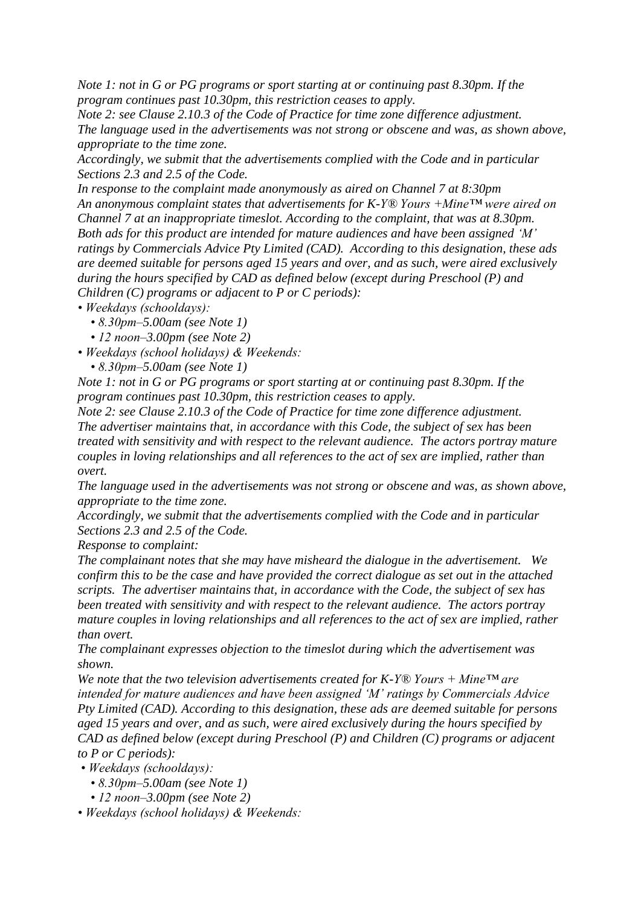*Note 1: not in G or PG programs or sport starting at or continuing past 8.30pm. If the program continues past 10.30pm, this restriction ceases to apply.*
*Note 2: see Clause 2.10.3 of the Code of Practice for time zone difference adjustment.*
*The language used in the advertisements was not strong or obscene and was, as shown above, appropriate to the time zone.*
*Accordingly, we submit that the advertisements complied with the Code and in particular Sections 2.3 and 2.5 of the Code.*
*In response to the complaint made anonymously as aired on Channel 7 at 8:30pm*
*An anonymous complaint states that advertisements for K-Y® Yours +Mine™ were aired on Channel 7 at an inappropriate timeslot. According to the complaint, that was at 8.30pm. Both ads for this product are intended for mature audiences and have been assigned 'M' ratings by Commercials Advice Pty Limited (CAD). According to this designation, these ads are deemed suitable for persons aged 15 years and over, and as such, were aired exclusively during the hours specified by CAD as defined below (except during Preschool (P) and Children (C) programs or adjacent to P or C periods):*

- *Weekdays (schooldays):*
  - *8.30pm–5.00am (see Note 1)*
  - *12 noon–3.00pm (see Note 2)*
- *Weekdays (school holidays) & Weekends:*
  - *8.30pm–5.00am (see Note 1)*

*Note 1: not in G or PG programs or sport starting at or continuing past 8.30pm. If the program continues past 10.30pm, this restriction ceases to apply.*
*Note 2: see Clause 2.10.3 of the Code of Practice for time zone difference adjustment.*
*The advertiser maintains that, in accordance with this Code, the subject of sex has been treated with sensitivity and with respect to the relevant audience. The actors portray mature couples in loving relationships and all references to the act of sex are implied, rather than overt.*
*The language used in the advertisements was not strong or obscene and was, as shown above, appropriate to the time zone.*
*Accordingly, we submit that the advertisements complied with the Code and in particular Sections 2.3 and 2.5 of the Code.*
*Response to complaint:*
*The complainant notes that she may have misheard the dialogue in the advertisement. We confirm this to be the case and have provided the correct dialogue as set out in the attached scripts. The advertiser maintains that, in accordance with the Code, the subject of sex has been treated with sensitivity and with respect to the relevant audience. The actors portray mature couples in loving relationships and all references to the act of sex are implied, rather than overt.*
*The complainant expresses objection to the timeslot during which the advertisement was shown.*
*We note that the two television advertisements created for K-Y® Yours + Mine™ are intended for mature audiences and have been assigned 'M' ratings by Commercials Advice Pty Limited (CAD). According to this designation, these ads are deemed suitable for persons aged 15 years and over, and as such, were aired exclusively during the hours specified by CAD as defined below (except during Preschool (P) and Children (C) programs or adjacent to P or C periods):*

- *Weekdays (schooldays):*
  - *8.30pm–5.00am (see Note 1)*
  - *12 noon–3.00pm (see Note 2)*
- *Weekdays (school holidays) & Weekends:*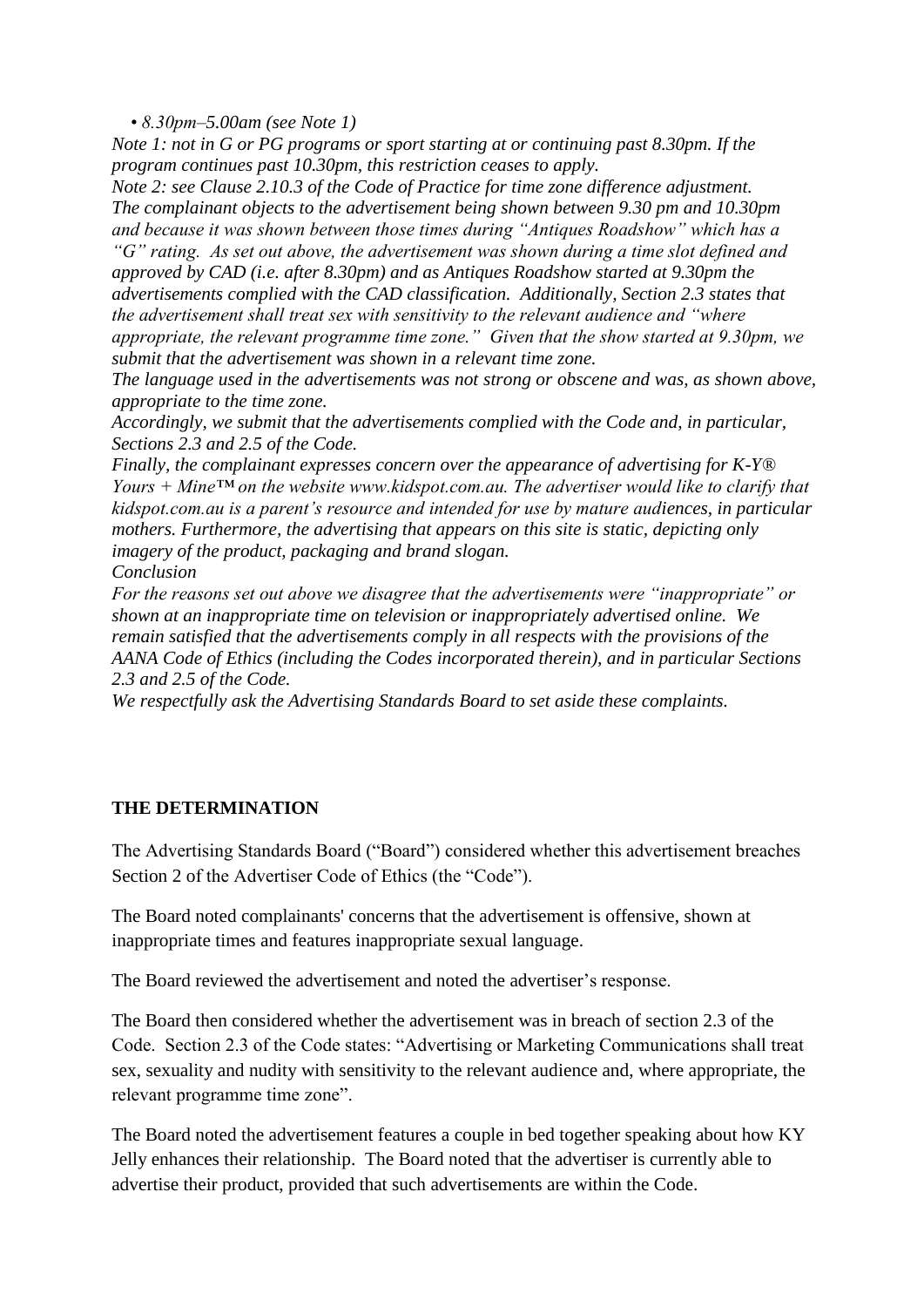- *8.30pm–5.00am (see Note 1)*

*Note 1: not in G or PG programs or sport starting at or continuing past 8.30pm. If the program continues past 10.30pm, this restriction ceases to apply.*

*Note 2: see Clause 2.10.3 of the Code of Practice for time zone difference adjustment.*

*The complainant objects to the advertisement being shown between 9.30 pm and 10.30pm and because it was shown between those times during "Antiques Roadshow" which has a "G" rating. As set out above, the advertisement was shown during a time slot defined and approved by CAD (i.e. after 8.30pm) and as Antiques Roadshow started at 9.30pm the advertisements complied with the CAD classification. Additionally, Section 2.3 states that the advertisement shall treat sex with sensitivity to the relevant audience and "where appropriate, the relevant programme time zone." Given that the show started at 9.30pm, we submit that the advertisement was shown in a relevant time zone.*

*The language used in the advertisements was not strong or obscene and was, as shown above, appropriate to the time zone.*

*Accordingly, we submit that the advertisements complied with the Code and, in particular, Sections 2.3 and 2.5 of the Code.*

*Finally, the complainant expresses concern over the appearance of advertising for K-Y® Yours + Mine™ on the website www.kidspot.com.au. The advertiser would like to clarify that kidspot.com.au is a parent's resource and intended for use by mature audiences, in particular mothers. Furthermore, the advertising that appears on this site is static, depicting only imagery of the product, packaging and brand slogan.*

*Conclusion*

*For the reasons set out above we disagree that the advertisements were "inappropriate" or shown at an inappropriate time on television or inappropriately advertised online. We remain satisfied that the advertisements comply in all respects with the provisions of the AANA Code of Ethics (including the Codes incorporated therein), and in particular Sections 2.3 and 2.5 of the Code.*

*We respectfully ask the Advertising Standards Board to set aside these complaints.*

## THE DETERMINATION

The Advertising Standards Board ("Board") considered whether this advertisement breaches Section 2 of the Advertiser Code of Ethics (the "Code").

The Board noted complainants' concerns that the advertisement is offensive, shown at inappropriate times and features inappropriate sexual language.

The Board reviewed the advertisement and noted the advertiser's response.

The Board then considered whether the advertisement was in breach of section 2.3 of the Code. Section 2.3 of the Code states: "Advertising or Marketing Communications shall treat sex, sexuality and nudity with sensitivity to the relevant audience and, where appropriate, the relevant programme time zone".

The Board noted the advertisement features a couple in bed together speaking about how KY Jelly enhances their relationship. The Board noted that the advertiser is currently able to advertise their product, provided that such advertisements are within the Code.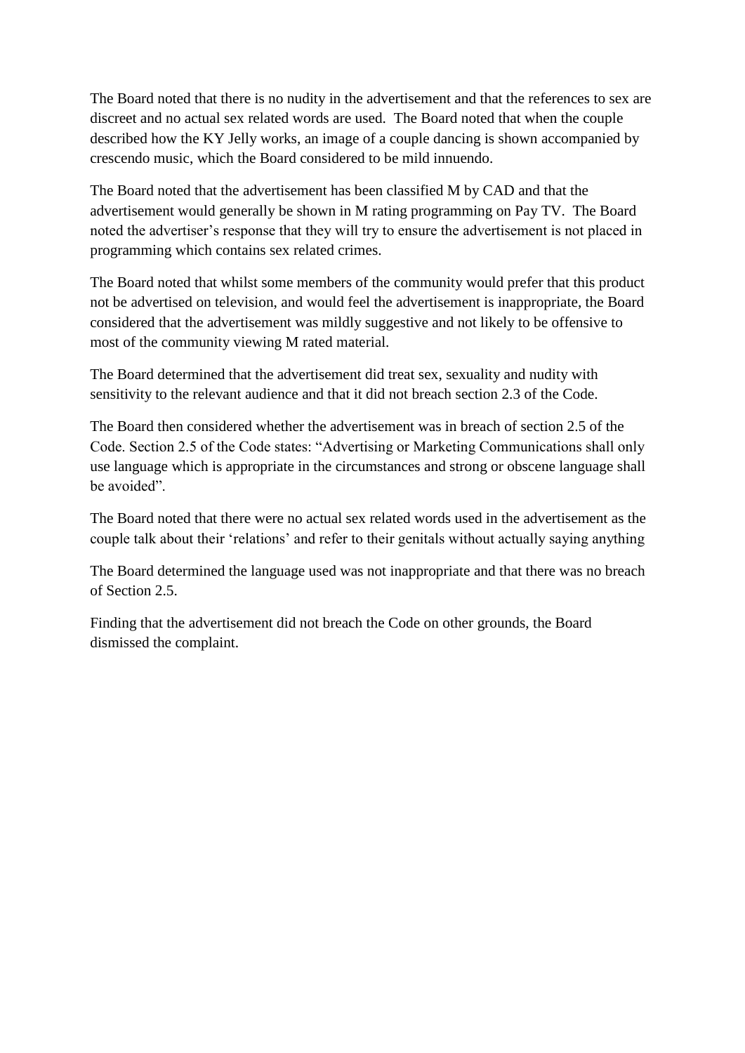The Board noted that there is no nudity in the advertisement and that the references to sex are discreet and no actual sex related words are used. The Board noted that when the couple described how the KY Jelly works, an image of a couple dancing is shown accompanied by crescendo music, which the Board considered to be mild innuendo.

The Board noted that the advertisement has been classified M by CAD and that the advertisement would generally be shown in M rating programming on Pay TV. The Board noted the advertiser's response that they will try to ensure the advertisement is not placed in programming which contains sex related crimes.

The Board noted that whilst some members of the community would prefer that this product not be advertised on television, and would feel the advertisement is inappropriate, the Board considered that the advertisement was mildly suggestive and not likely to be offensive to most of the community viewing M rated material.

The Board determined that the advertisement did treat sex, sexuality and nudity with sensitivity to the relevant audience and that it did not breach section 2.3 of the Code.

The Board then considered whether the advertisement was in breach of section 2.5 of the Code. Section 2.5 of the Code states: "Advertising or Marketing Communications shall only use language which is appropriate in the circumstances and strong or obscene language shall be avoided".

The Board noted that there were no actual sex related words used in the advertisement as the couple talk about their 'relations' and refer to their genitals without actually saying anything

The Board determined the language used was not inappropriate and that there was no breach of Section 2.5.

Finding that the advertisement did not breach the Code on other grounds, the Board dismissed the complaint.